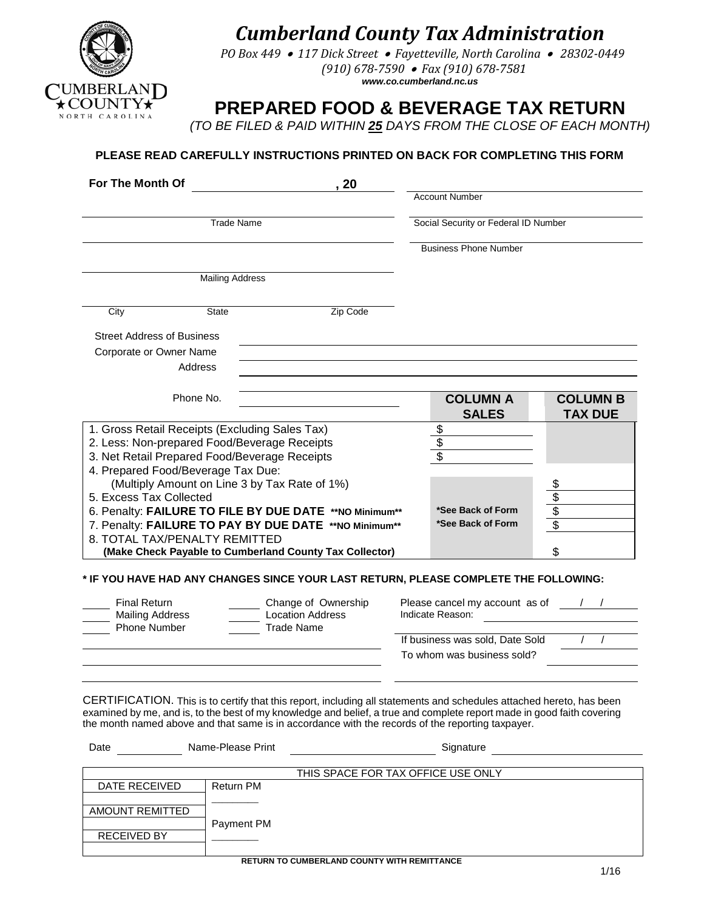# Cumberland County Tax Administration

*PO Box 449 • 117 Dick Street • Fayetteville, North Carolina • 28302-0449*
*(910) 678-7590 • Fax (910) 678-7581*
***www.co.cumberland.nc.us***

## PREPARED FOOD & BEVERAGE TAX RETURN

*(TO BE FILED & PAID WITHIN **25** DAYS FROM THE CLOSE OF EACH MONTH)*

**PLEASE READ CAREFULLY INSTRUCTIONS PRINTED ON BACK FOR COMPLETING THIS FORM**

**For The Month Of** ________________ **, 20** ____

Account Number ________________

Trade Name ________________

Social Security or Federal ID Number ________________

Business Phone Number ________________

Mailing Address ________________

City ________ State ________ Zip Code ________

Street Address of Business ________________

Corporate or Owner Name ________________

Address ________________

Phone No. ________________

| | COLUMN A SALES | COLUMN B TAX DUE |
|---|---|---|
| 1. Gross Retail Receipts (Excluding Sales Tax) | $ | |
| 2. Less: Non-prepared Food/Beverage Receipts | $ | |
| 3. Net Retail Prepared Food/Beverage Receipts | $ | |
| 4. Prepared Food/Beverage Tax Due: (Multiply Amount on Line 3 by Tax Rate of 1%) | | $ |
| 5. Excess Tax Collected | | $ |
| 6. Penalty: **FAILURE TO FILE BY DUE DATE \*\*NO Minimum\*\*** | **\*See Back of Form** | $ |
| 7. Penalty: **FAILURE TO PAY BY DUE DATE \*\*NO Minimum\*\*** | **\*See Back of Form** | $ |
| 8. TOTAL TAX/PENALTY REMITTED **(Make Check Payable to Cumberland County Tax Collector)** | | $ |

**\* IF YOU HAVE HAD ANY CHANGES SINCE YOUR LAST RETURN, PLEASE COMPLETE THE FOLLOWING:**

____ Final Return
____ Mailing Address
____ Phone Number
____ Change of Ownership
____ Location Address
____ Trade Name

Please cancel my account as of ___ / ___ / ___
Indicate Reason: ________________

If business was sold, Date Sold ___ / ___ / ___
To whom was business sold? ________________

CERTIFICATION. This is to certify that this report, including all statements and schedules attached hereto, has been examined by me, and is, to the best of my knowledge and belief, a true and complete report made in good faith covering the month named above and that same is in accordance with the records of the reporting taxpayer.

Date ________ Name-Please Print ________________ Signature ________________

| THIS SPACE FOR TAX OFFICE USE ONLY | |
|---|---|
| DATE RECEIVED | Return PM ________ |
| | |
| AMOUNT REMITTED | |
| | Payment PM ________ |
| RECEIVED BY | |
| | |

**RETURN TO CUMBERLAND COUNTY WITH REMITTANCE**

1/16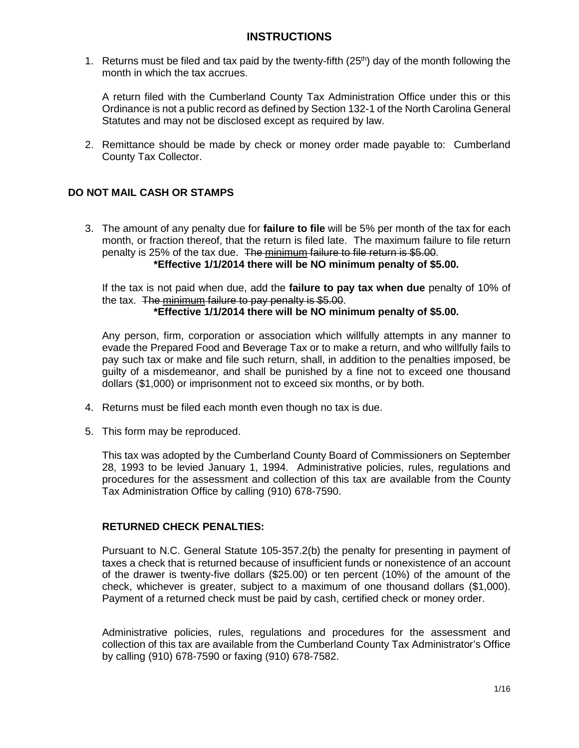# INSTRUCTIONS

1. Returns must be filed and tax paid by the twenty-fifth (25th) day of the month following the month in which the tax accrues.

   A return filed with the Cumberland County Tax Administration Office under this or this Ordinance is not a public record as defined by Section 132-1 of the North Carolina General Statutes and may not be disclosed except as required by law.

2. Remittance should be made by check or money order made payable to: Cumberland County Tax Collector.

**DO NOT MAIL CASH OR STAMPS**

3. The amount of any penalty due for **failure to file** will be 5% per month of the tax for each month, or fraction thereof, that the return is filed late. The maximum failure to file return penalty is 25% of the tax due. ~~The minimum failure to file return is $5.00~~.

   **\*Effective 1/1/2014 there will be NO minimum penalty of $5.00.**

   If the tax is not paid when due, add the **failure to pay tax when due** penalty of 10% of the tax. ~~The minimum failure to pay penalty is $5.00~~.

   **\*Effective 1/1/2014 there will be NO minimum penalty of $5.00.**

   Any person, firm, corporation or association which willfully attempts in any manner to evade the Prepared Food and Beverage Tax or to make a return, and who willfully fails to pay such tax or make and file such return, shall, in addition to the penalties imposed, be guilty of a misdemeanor, and shall be punished by a fine not to exceed one thousand dollars ($1,000) or imprisonment not to exceed six months, or by both.

4. Returns must be filed each month even though no tax is due.

5. This form may be reproduced.

   This tax was adopted by the Cumberland County Board of Commissioners on September 28, 1993 to be levied January 1, 1994. Administrative policies, rules, regulations and procedures for the assessment and collection of this tax are available from the County Tax Administration Office by calling (910) 678-7590.

   **RETURNED CHECK PENALTIES:**

   Pursuant to N.C. General Statute 105-357.2(b) the penalty for presenting in payment of taxes a check that is returned because of insufficient funds or nonexistence of an account of the drawer is twenty-five dollars ($25.00) or ten percent (10%) of the amount of the check, whichever is greater, subject to a maximum of one thousand dollars ($1,000). Payment of a returned check must be paid by cash, certified check or money order.

   Administrative policies, rules, regulations and procedures for the assessment and collection of this tax are available from the Cumberland County Tax Administrator's Office by calling (910) 678-7590 or faxing (910) 678-7582.